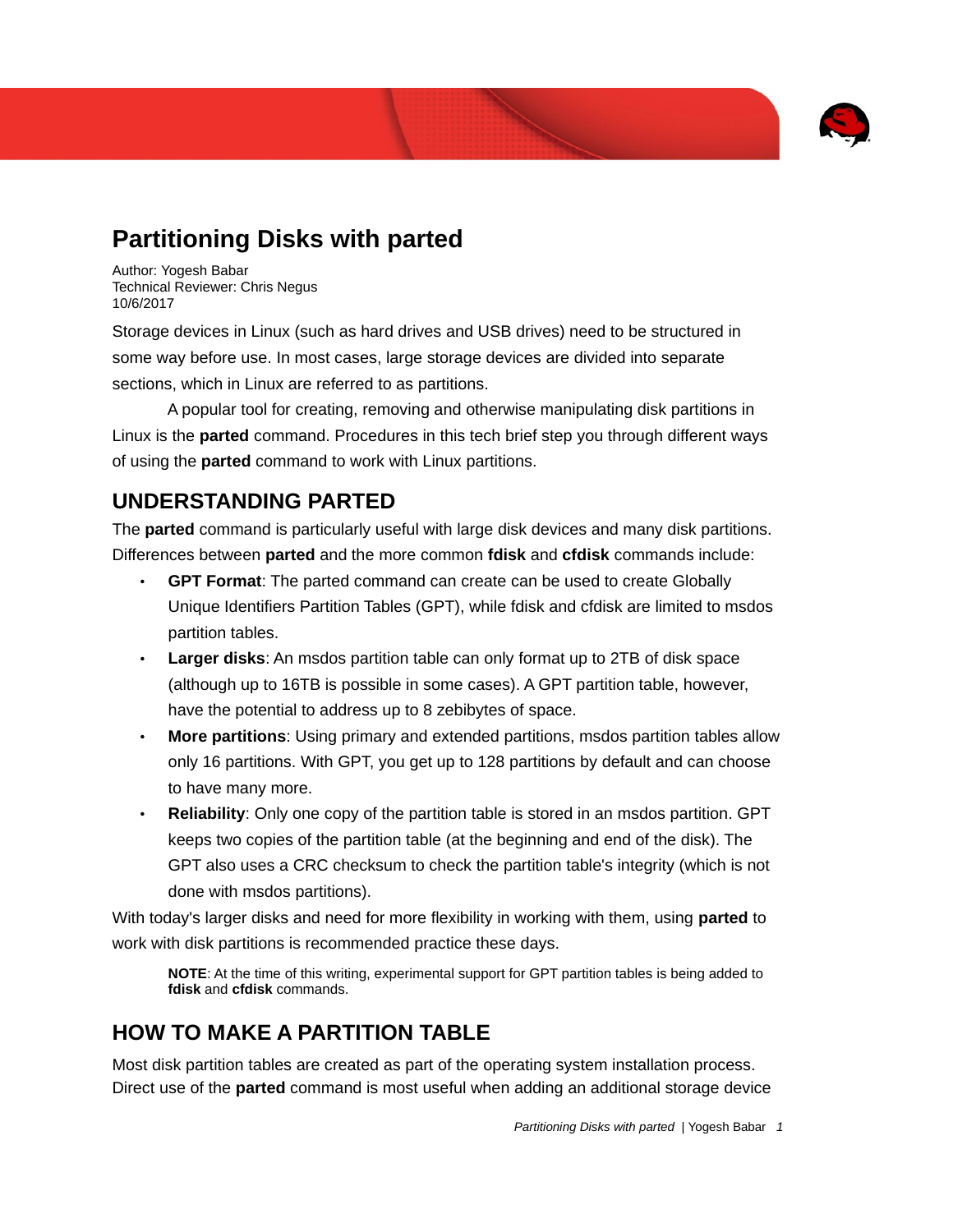# Partitioning Disks with parted

Author: Yogesh Babar
Technical Reviewer: Chris Negus
10/6/2017

Storage devices in Linux (such as hard drives and USB drives) need to be structured in some way before use. In most cases, large storage devices are divided into separate sections, which in Linux are referred to as partitions.

A popular tool for creating, removing and otherwise manipulating disk partitions in Linux is the **parted** command. Procedures in this tech brief step you through different ways of using the **parted** command to work with Linux partitions.

## UNDERSTANDING PARTED

The **parted** command is particularly useful with large disk devices and many disk partitions. Differences between **parted** and the more common **fdisk** and **cfdisk** commands include:

- **GPT Format**: The parted command can create can be used to create Globally Unique Identifiers Partition Tables (GPT), while fdisk and cfdisk are limited to msdos partition tables.
- **Larger disks**: An msdos partition table can only format up to 2TB of disk space (although up to 16TB is possible in some cases). A GPT partition table, however, have the potential to address up to 8 zebibytes of space.
- **More partitions**: Using primary and extended partitions, msdos partition tables allow only 16 partitions. With GPT, you get up to 128 partitions by default and can choose to have many more.
- **Reliability**: Only one copy of the partition table is stored in an msdos partition. GPT keeps two copies of the partition table (at the beginning and end of the disk). The GPT also uses a CRC checksum to check the partition table's integrity (which is not done with msdos partitions).

With today's larger disks and need for more flexibility in working with them, using **parted** to work with disk partitions is recommended practice these days.

> **NOTE**: At the time of this writing, experimental support for GPT partition tables is being added to **fdisk** and **cfdisk** commands.

## HOW TO MAKE A PARTITION TABLE

Most disk partition tables are created as part of the operating system installation process. Direct use of the **parted** command is most useful when adding an additional storage device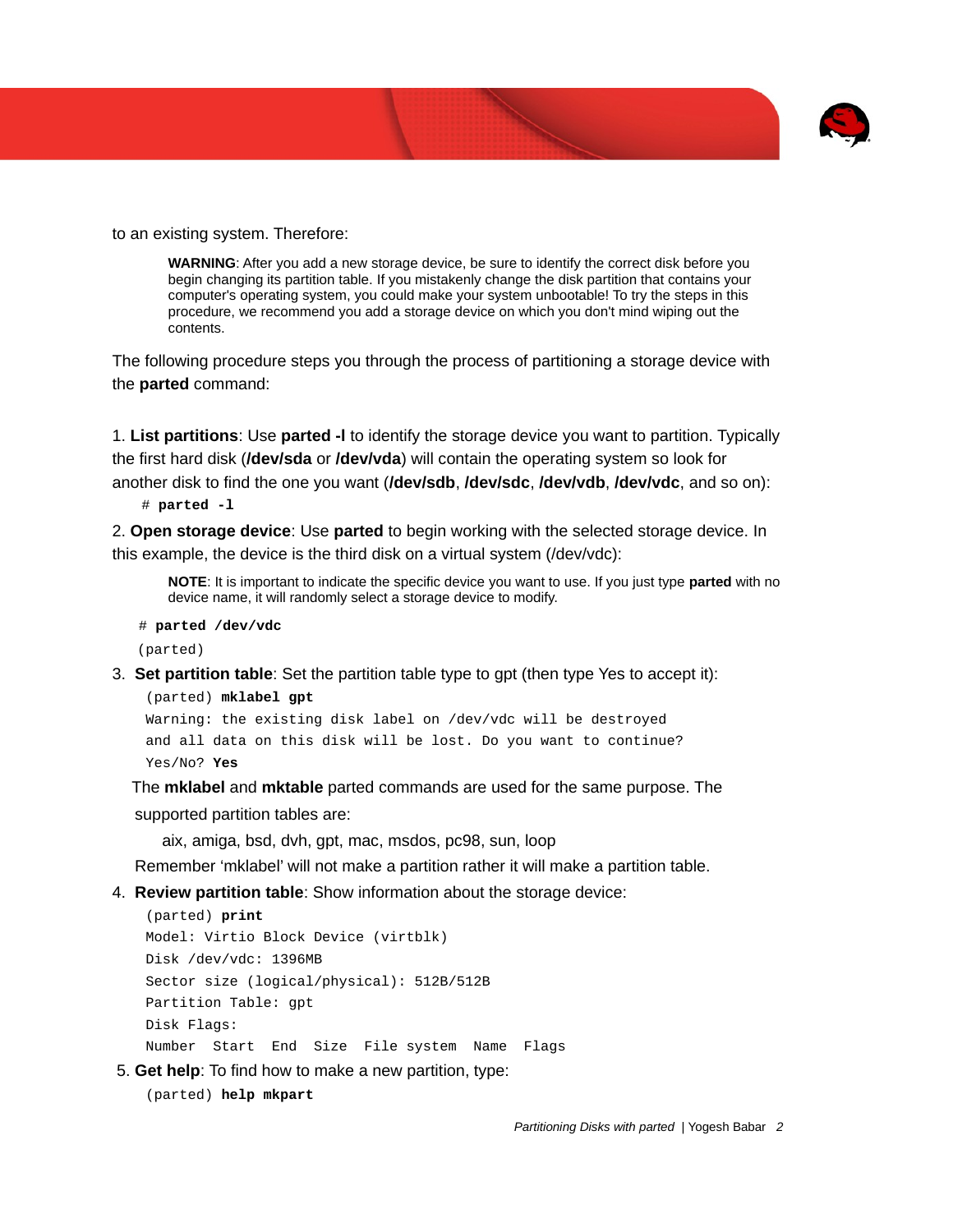to an existing system. Therefore:

> **WARNING**: After you add a new storage device, be sure to identify the correct disk before you begin changing its partition table. If you mistakenly change the disk partition that contains your computer's operating system, you could make your system unbootable! To try the steps in this procedure, we recommend you add a storage device on which you don't mind wiping out the contents.

The following procedure steps you through the process of partitioning a storage device with the **parted** command:

1. **List partitions**: Use **parted -l** to identify the storage device you want to partition. Typically the first hard disk (**/dev/sda** or **/dev/vda**) will contain the operating system so look for another disk to find the one you want (**/dev/sdb**, **/dev/sdc**, **/dev/vdb**, **/dev/vdc**, and so on):

```
# parted -l
```

2. **Open storage device**: Use **parted** to begin working with the selected storage device. In this example, the device is the third disk on a virtual system (/dev/vdc):

> **NOTE**: It is important to indicate the specific device you want to use. If you just type **parted** with no device name, it will randomly select a storage device to modify.

```
# parted /dev/vdc
(parted)
```

3. **Set partition table**: Set the partition table type to gpt (then type Yes to accept it):

```
(parted) mklabel gpt
Warning: the existing disk label on /dev/vdc will be destroyed
and all data on this disk will be lost. Do you want to continue?
Yes/No? Yes
```

The **mklabel** and **mktable** parted commands are used for the same purpose. The supported partition tables are:

aix, amiga, bsd, dvh, gpt, mac, msdos, pc98, sun, loop

Remember 'mklabel' will not make a partition rather it will make a partition table.

4. **Review partition table**: Show information about the storage device:

```
(parted) print
Model: Virtio Block Device (virtblk)
Disk /dev/vdc: 1396MB
Sector size (logical/physical): 512B/512B
Partition Table: gpt
Disk Flags:
Number  Start  End  Size  File system  Name  Flags
```

5. **Get help**: To find how to make a new partition, type:

```
(parted) help mkpart
```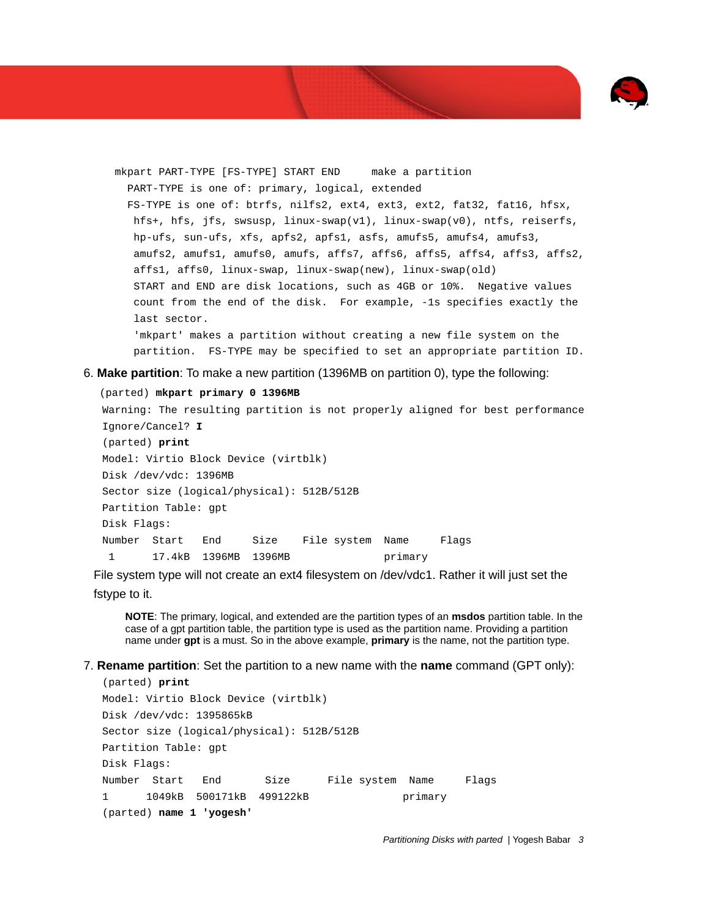```
mkpart PART-TYPE [FS-TYPE] START END     make a partition
  PART-TYPE is one of: primary, logical, extended
  FS-TYPE is one of: btrfs, nilfs2, ext4, ext3, ext2, fat32, fat16, hfsx,
   hfs+, hfs, jfs, swsusp, linux-swap(v1), linux-swap(v0), ntfs, reiserfs,
   hp-ufs, sun-ufs, xfs, apfs2, apfs1, asfs, amufs5, amufs4, amufs3,
   amufs2, amufs1, amufs0, amufs, affs7, affs6, affs5, affs4, affs3, affs2,
   affs1, affs0, linux-swap, linux-swap(new), linux-swap(old)
   START and END are disk locations, such as 4GB or 10%.  Negative values
   count from the end of the disk.  For example, -1s specifies exactly the
   last sector.
   'mkpart' makes a partition without creating a new file system on the
   partition.  FS-TYPE may be specified to set an appropriate partition ID.
```

6. **Make partition**: To make a new partition (1396MB on partition 0), type the following:

```
(parted) mkpart primary 0 1396MB
Warning: The resulting partition is not properly aligned for best performance
Ignore/Cancel? I
(parted) print
Model: Virtio Block Device (virtblk)
Disk /dev/vdc: 1396MB
Sector size (logical/physical): 512B/512B
Partition Table: gpt
Disk Flags:
Number  Start   End     Size    File system  Name     Flags
 1      17.4kB  1396MB  1396MB               primary
```

File system type will not create an ext4 filesystem on /dev/vdc1. Rather it will just set the fstype to it.

> **NOTE**: The primary, logical, and extended are the partition types of an **msdos** partition table. In the case of a gpt partition table, the partition type is used as the partition name. Providing a partition name under **gpt** is a must. So in the above example, **primary** is the name, not the partition type.

7. **Rename partition**: Set the partition to a new name with the **name** command (GPT only):

```
(parted) print
Model: Virtio Block Device (virtblk)
Disk /dev/vdc: 1395865kB
Sector size (logical/physical): 512B/512B
Partition Table: gpt
Disk Flags:
Number  Start   End       Size      File system  Name     Flags
1      1049kB  500171kB  499122kB               primary
(parted) name 1 'yogesh'
```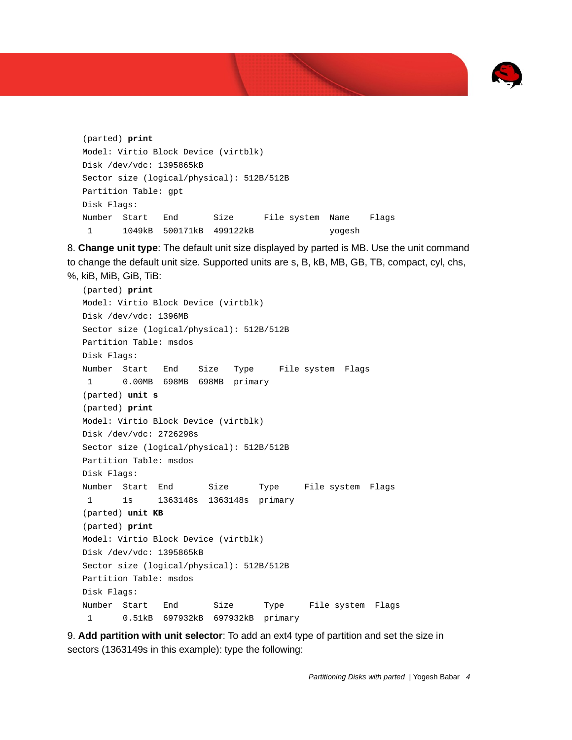```
(parted) print
Model: Virtio Block Device (virtblk)
Disk /dev/vdc: 1395865kB
Sector size (logical/physical): 512B/512B
Partition Table: gpt
Disk Flags:
Number  Start   End      Size      File system  Name    Flags
 1      1049kB  500171kB  499122kB               yogesh
```

8. **Change unit type**: The default unit size displayed by parted is MB. Use the unit command to change the default unit size. Supported units are s, B, kB, MB, GB, TB, compact, cyl, chs, %, kiB, MiB, GiB, TiB:

```
(parted) print
Model: Virtio Block Device (virtblk)
Disk /dev/vdc: 1396MB
Sector size (logical/physical): 512B/512B
Partition Table: msdos
Disk Flags:
Number  Start   End    Size   Type     File system  Flags
 1      0.00MB  698MB  698MB  primary
(parted) unit s
(parted) print
Model: Virtio Block Device (virtblk)
Disk /dev/vdc: 2726298s
Sector size (logical/physical): 512B/512B
Partition Table: msdos
Disk Flags:
Number  Start  End       Size      Type     File system  Flags
 1      1s     1363148s  1363148s  primary
(parted) unit KB
(parted) print
Model: Virtio Block Device (virtblk)
Disk /dev/vdc: 1395865kB
Sector size (logical/physical): 512B/512B
Partition Table: msdos
Disk Flags:
Number  Start   End       Size      Type     File system  Flags
 1      0.51kB  697932kB  697932kB  primary
```

9. **Add partition with unit selector**: To add an ext4 type of partition and set the size in sectors (1363149s in this example): type the following: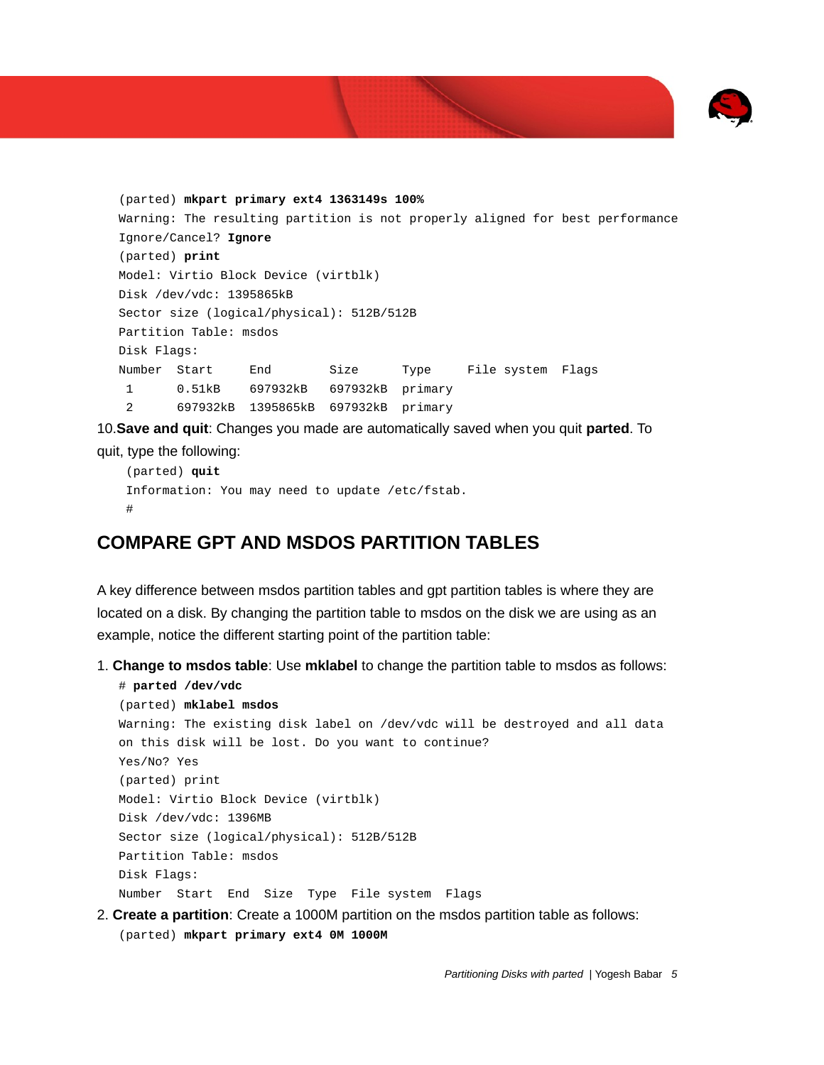```
(parted) mkpart primary ext4 1363149s 100%
Warning: The resulting partition is not properly aligned for best performance
Ignore/Cancel? Ignore
(parted) print
Model: Virtio Block Device (virtblk)
Disk /dev/vdc: 1395865kB
Sector size (logical/physical): 512B/512B
Partition Table: msdos
Disk Flags:
Number  Start     End        Size      Type     File system  Flags
 1      0.51kB    697932kB   697932kB  primary
 2      697932kB  1395865kB  697932kB  primary
```

10. **Save and quit**: Changes you made are automatically saved when you quit **parted**. To quit, type the following:

```
(parted) quit
Information: You may need to update /etc/fstab.
#
```

## COMPARE GPT AND MSDOS PARTITION TABLES

A key difference between msdos partition tables and gpt partition tables is where they are located on a disk. By changing the partition table to msdos on the disk we are using as an example, notice the different starting point of the partition table:

1. **Change to msdos table**: Use **mklabel** to change the partition table to msdos as follows:

```
# parted /dev/vdc
(parted) mklabel msdos
Warning: The existing disk label on /dev/vdc will be destroyed and all data
on this disk will be lost. Do you want to continue?
Yes/No? Yes
(parted) print
Model: Virtio Block Device (virtblk)
Disk /dev/vdc: 1396MB
Sector size (logical/physical): 512B/512B
Partition Table: msdos
Disk Flags:
Number  Start  End  Size  Type  File system  Flags
```

2. **Create a partition**: Create a 1000M partition on the msdos partition table as follows:

```
(parted) mkpart primary ext4 0M 1000M
```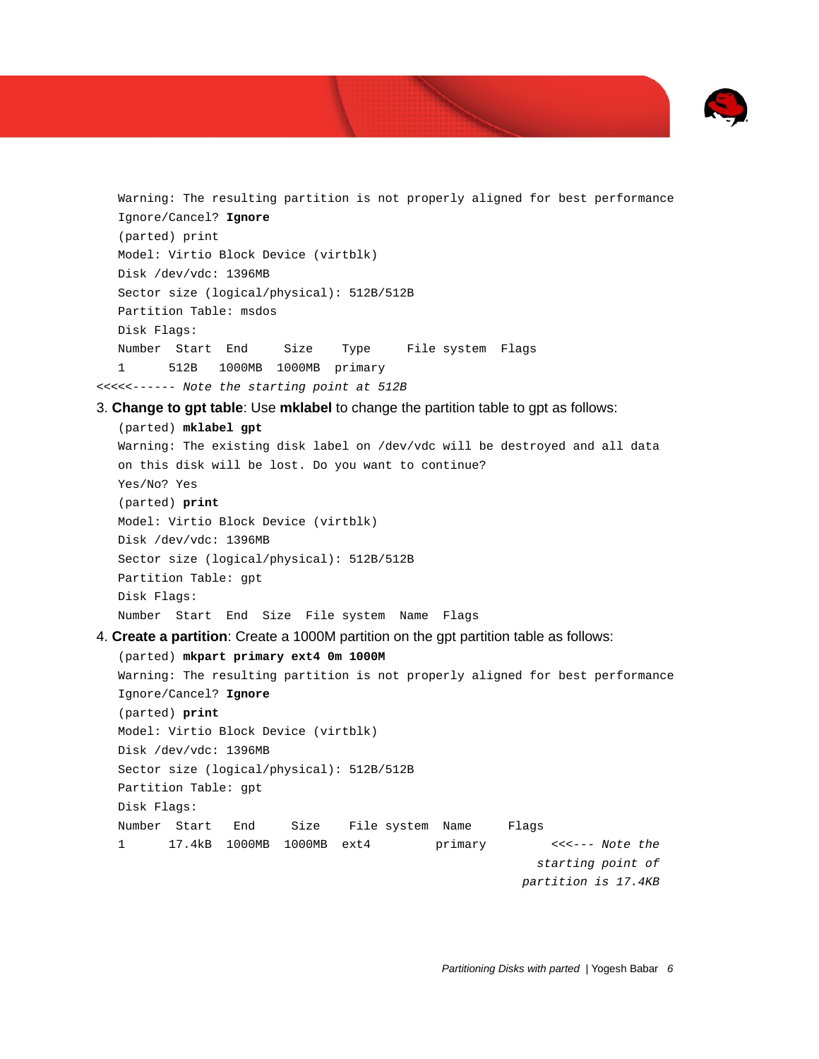```
Warning: The resulting partition is not properly aligned for best performance
Ignore/Cancel? Ignore
(parted) print
Model: Virtio Block Device (virtblk)
Disk /dev/vdc: 1396MB
Sector size (logical/physical): 512B/512B
Partition Table: msdos
Disk Flags:
Number  Start  End     Size    Type     File system  Flags
1      512B   1000MB  1000MB  primary
<<<<<------ Note the starting point at 512B
```

3. **Change to gpt table**: Use **mklabel** to change the partition table to gpt as follows:

```
(parted) mklabel gpt
Warning: The existing disk label on /dev/vdc will be destroyed and all data
on this disk will be lost. Do you want to continue?
Yes/No? Yes
(parted) print
Model: Virtio Block Device (virtblk)
Disk /dev/vdc: 1396MB
Sector size (logical/physical): 512B/512B
Partition Table: gpt
Disk Flags:
Number  Start  End  Size  File system  Name  Flags
```

4. **Create a partition**: Create a 1000M partition on the gpt partition table as follows:

```
(parted) mkpart primary ext4 0m 1000M
Warning: The resulting partition is not properly aligned for best performance
Ignore/Cancel? Ignore
(parted) print
Model: Virtio Block Device (virtblk)
Disk /dev/vdc: 1396MB
Sector size (logical/physical): 512B/512B
Partition Table: gpt
Disk Flags:
Number  Start   End     Size    File system  Name     Flags
1      17.4kB  1000MB  1000MB  ext4         primary        <<<--- Note the
                                                             starting point of
                                                             partition is 17.4KB
```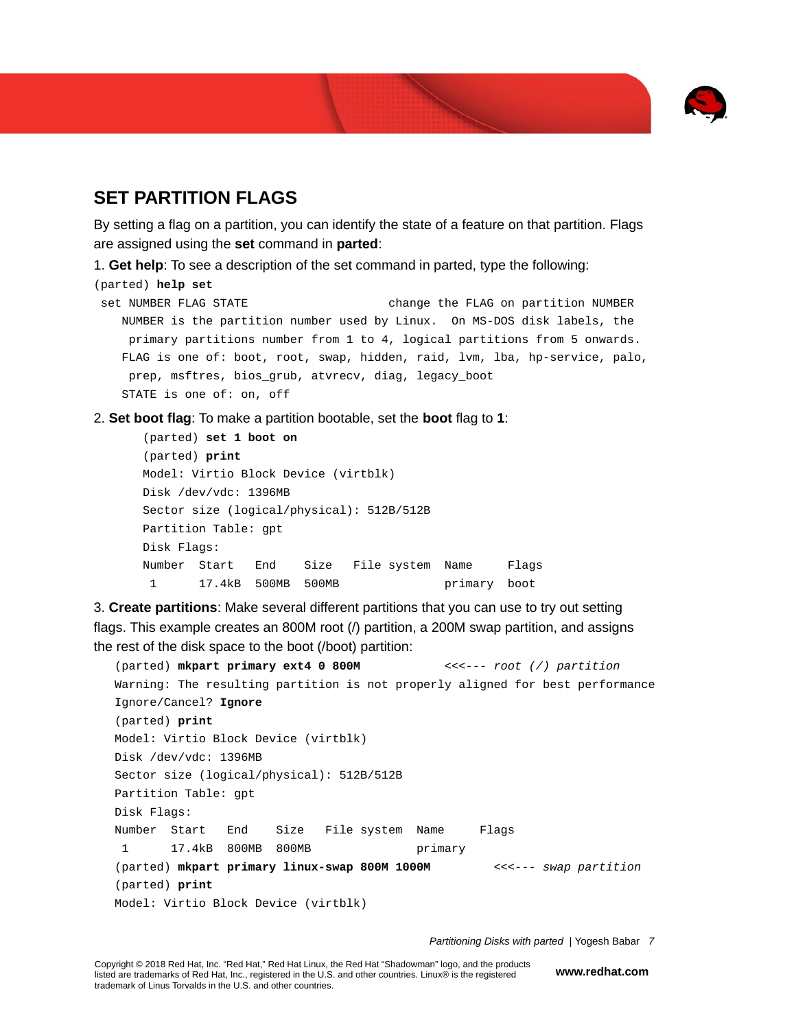## SET PARTITION FLAGS

By setting a flag on a partition, you can identify the state of a feature on that partition. Flags are assigned using the **set** command in **parted**:

1. **Get help**: To see a description of the set command in parted, type the following:

```
(parted) help set
 set NUMBER FLAG STATE                    change the FLAG on partition NUMBER
    NUMBER is the partition number used by Linux.  On MS-DOS disk labels, the
     primary partitions number from 1 to 4, logical partitions from 5 onwards.
    FLAG is one of: boot, root, swap, hidden, raid, lvm, lba, hp-service, palo,
     prep, msftres, bios_grub, atvrecv, diag, legacy_boot
    STATE is one of: on, off
```

2. **Set boot flag**: To make a partition bootable, set the **boot** flag to **1**:

```
(parted) set 1 boot on
(parted) print
Model: Virtio Block Device (virtblk)
Disk /dev/vdc: 1396MB
Sector size (logical/physical): 512B/512B
Partition Table: gpt
Disk Flags:
Number  Start   End    Size   File system  Name     Flags
 1      17.4kB  500MB  500MB               primary  boot
```

3. **Create partitions**: Make several different partitions that you can use to try out setting flags. This example creates an 800M root (/) partition, a 200M swap partition, and assigns the rest of the disk space to the boot (/boot) partition:

```
(parted) mkpart primary ext4 0 800M            <<<--- root (/) partition
Warning: The resulting partition is not properly aligned for best performance
Ignore/Cancel? Ignore
(parted) print
Model: Virtio Block Device (virtblk)
Disk /dev/vdc: 1396MB
Sector size (logical/physical): 512B/512B
Partition Table: gpt
Disk Flags:
Number  Start   End    Size   File system  Name     Flags
 1      17.4kB  800MB  800MB               primary
(parted) mkpart primary linux-swap 800M 1000M         <<<--- swap partition
(parted) print
Model: Virtio Block Device (virtblk)
```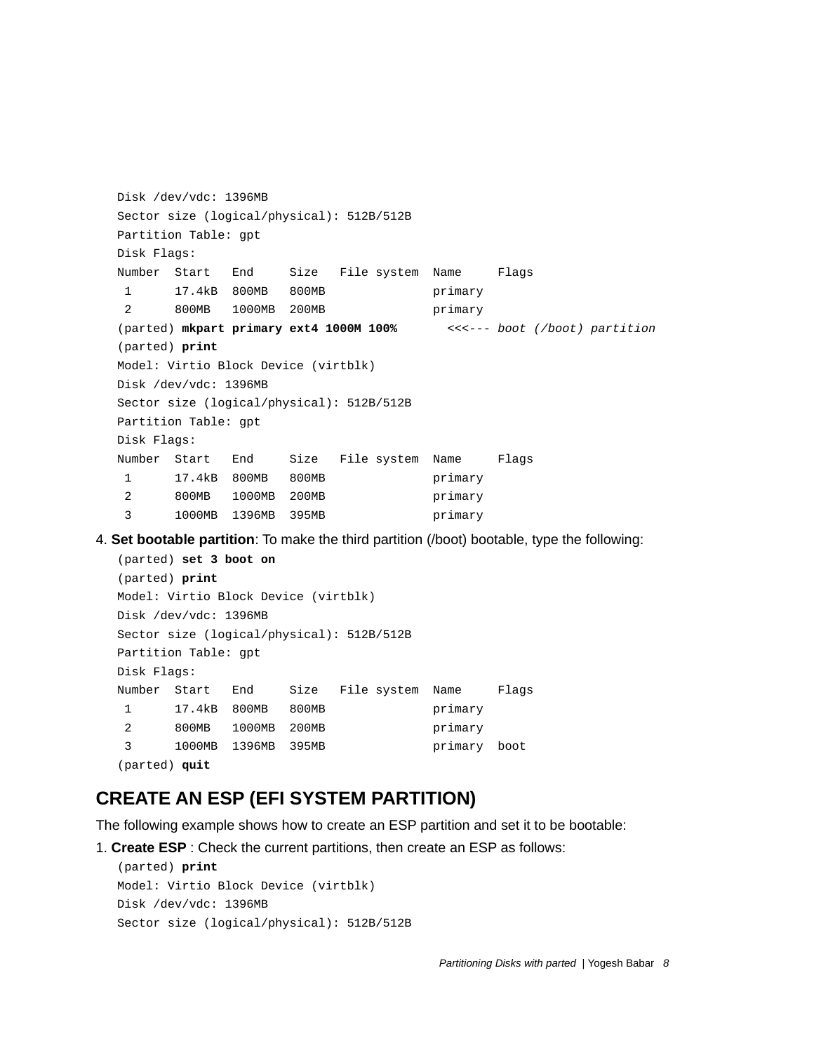```
Disk /dev/vdc: 1396MB
Sector size (logical/physical): 512B/512B
Partition Table: gpt
Disk Flags:
Number  Start   End     Size   File system  Name     Flags
 1      17.4kB  800MB   800MB               primary
 2      800MB   1000MB  200MB               primary
(parted) mkpart primary ext4 1000M 100%       <<<--- boot (/boot) partition
(parted) print
Model: Virtio Block Device (virtblk)
Disk /dev/vdc: 1396MB
Sector size (logical/physical): 512B/512B
Partition Table: gpt
Disk Flags:
Number  Start   End     Size   File system  Name     Flags
 1      17.4kB  800MB   800MB               primary
 2      800MB   1000MB  200MB               primary
 3      1000MB  1396MB  395MB               primary
```

4. **Set bootable partition**: To make the third partition (/boot) bootable, type the following:

```
(parted) set 3 boot on
(parted) print
Model: Virtio Block Device (virtblk)
Disk /dev/vdc: 1396MB
Sector size (logical/physical): 512B/512B
Partition Table: gpt
Disk Flags:
Number  Start   End     Size   File system  Name     Flags
 1      17.4kB  800MB   800MB               primary
 2      800MB   1000MB  200MB               primary
 3      1000MB  1396MB  395MB               primary  boot
(parted) quit
```

## CREATE AN ESP (EFI SYSTEM PARTITION)

The following example shows how to create an ESP partition and set it to be bootable:

1. **Create ESP** : Check the current partitions, then create an ESP as follows:

```
(parted) print
Model: Virtio Block Device (virtblk)
Disk /dev/vdc: 1396MB
Sector size (logical/physical): 512B/512B
```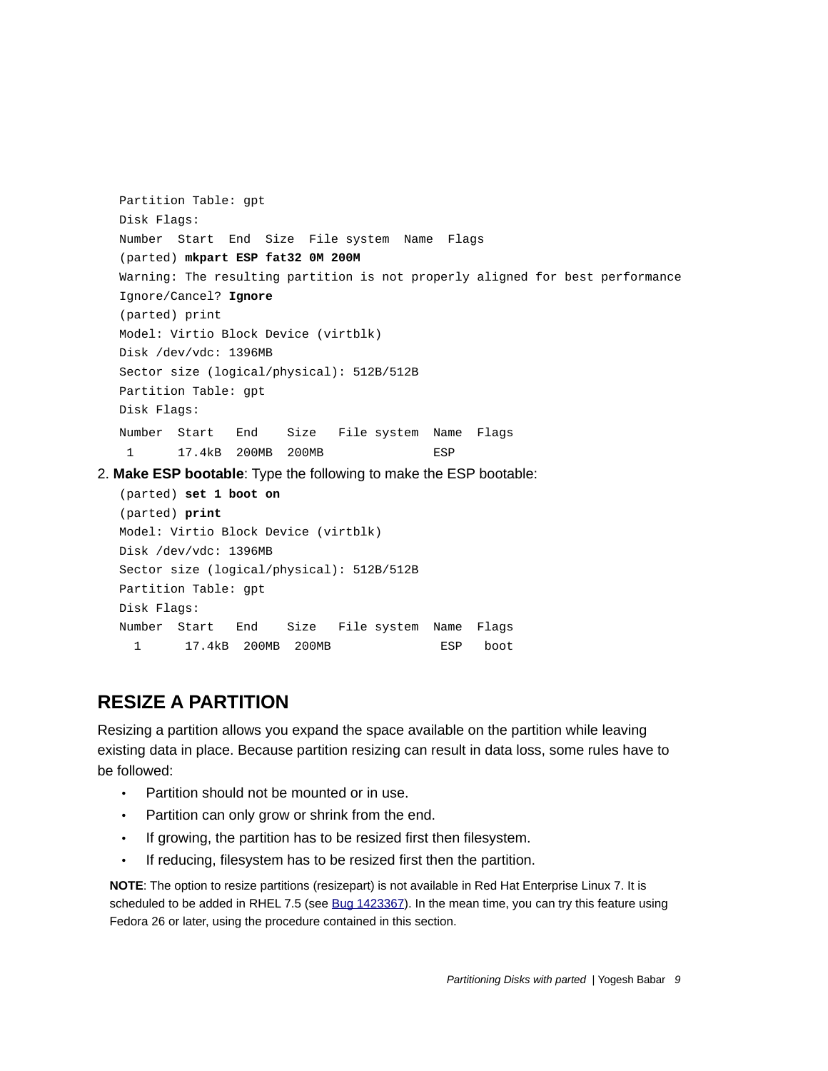```
Partition Table: gpt
Disk Flags:
Number  Start  End  Size  File system  Name  Flags
(parted) mkpart ESP fat32 0M 200M
Warning: The resulting partition is not properly aligned for best performance
Ignore/Cancel? Ignore
(parted) print
Model: Virtio Block Device (virtblk)
Disk /dev/vdc: 1396MB
Sector size (logical/physical): 512B/512B
Partition Table: gpt
Disk Flags:
Number  Start   End    Size   File system  Name  Flags
 1      17.4kB  200MB  200MB               ESP
```

2. **Make ESP bootable**: Type the following to make the ESP bootable:

```
(parted) set 1 boot on
(parted) print
Model: Virtio Block Device (virtblk)
Disk /dev/vdc: 1396MB
Sector size (logical/physical): 512B/512B
Partition Table: gpt
Disk Flags:
Number  Start   End    Size   File system  Name  Flags
 1      17.4kB  200MB  200MB               ESP   boot
```

## RESIZE A PARTITION

Resizing a partition allows you expand the space available on the partition while leaving existing data in place. Because partition resizing can result in data loss, some rules have to be followed:

- Partition should not be mounted or in use.
- Partition can only grow or shrink from the end.
- If growing, the partition has to be resized first then filesystem.
- If reducing, filesystem has to be resized first then the partition.

**NOTE**: The option to resize partitions (resizepart) is not available in Red Hat Enterprise Linux 7. It is scheduled to be added in RHEL 7.5 (see Bug 1423367). In the mean time, you can try this feature using Fedora 26 or later, using the procedure contained in this section.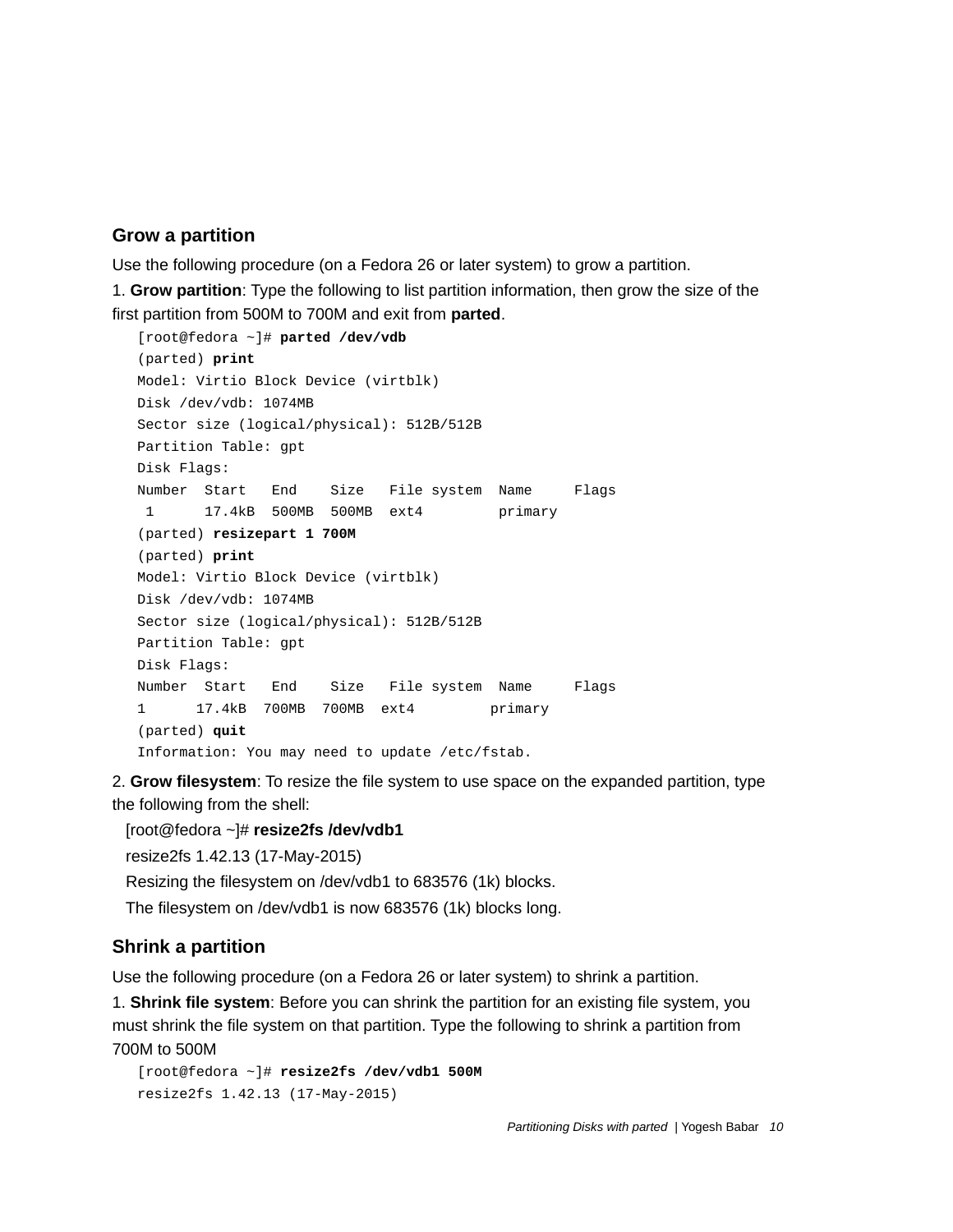## Grow a partition

Use the following procedure (on a Fedora 26 or later system) to grow a partition.

1. **Grow partition**: Type the following to list partition information, then grow the size of the first partition from 500M to 700M and exit from **parted**.

```
[root@fedora ~]# parted /dev/vdb
(parted) print
Model: Virtio Block Device (virtblk)
Disk /dev/vdb: 1074MB
Sector size (logical/physical): 512B/512B
Partition Table: gpt
Disk Flags:
Number  Start   End    Size   File system  Name     Flags
 1      17.4kB  500MB  500MB  ext4         primary
(parted) resizepart 1 700M
(parted) print
Model: Virtio Block Device (virtblk)
Disk /dev/vdb: 1074MB
Sector size (logical/physical): 512B/512B
Partition Table: gpt
Disk Flags:
Number  Start   End    Size   File system  Name     Flags
1      17.4kB  700MB  700MB  ext4         primary
(parted) quit
Information: You may need to update /etc/fstab.
```

2. **Grow filesystem**: To resize the file system to use space on the expanded partition, type the following from the shell:

```
[root@fedora ~]# resize2fs /dev/vdb1
resize2fs 1.42.13 (17-May-2015)
Resizing the filesystem on /dev/vdb1 to 683576 (1k) blocks.
The filesystem on /dev/vdb1 is now 683576 (1k) blocks long.
```

## Shrink a partition

Use the following procedure (on a Fedora 26 or later system) to shrink a partition.

1. **Shrink file system**: Before you can shrink the partition for an existing file system, you must shrink the file system on that partition. Type the following to shrink a partition from 700M to 500M

```
[root@fedora ~]# resize2fs /dev/vdb1 500M
resize2fs 1.42.13 (17-May-2015)
```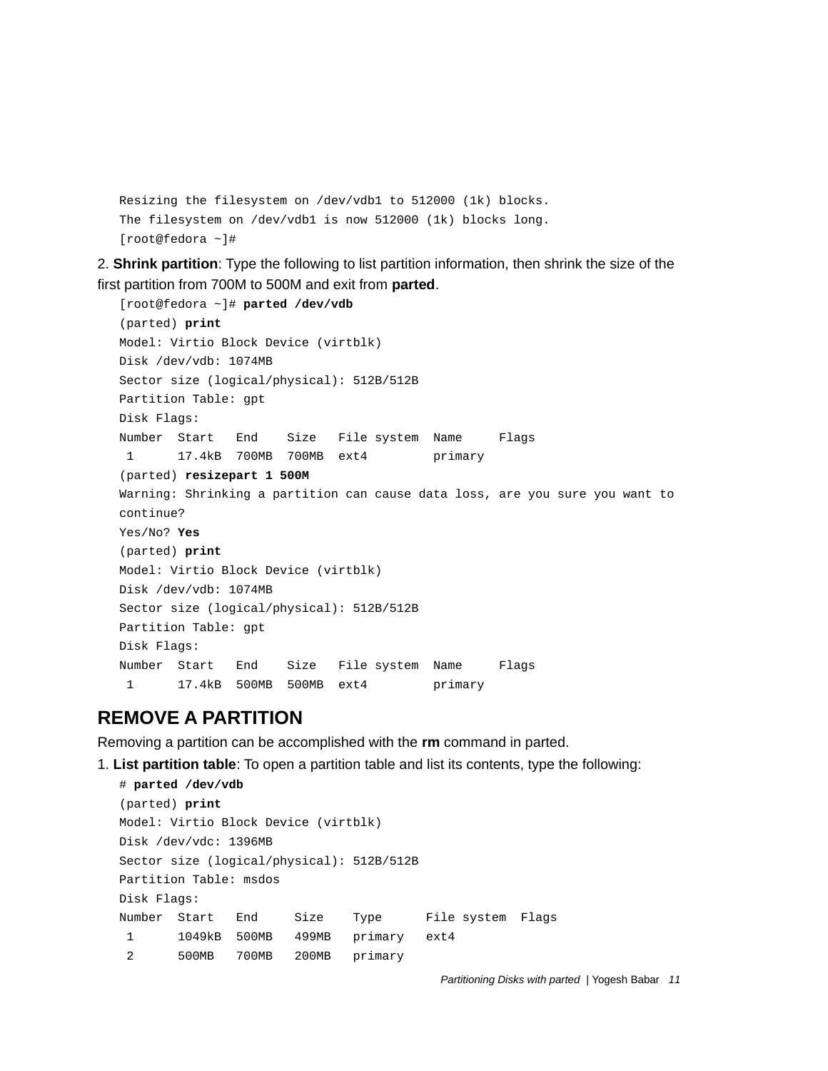```
Resizing the filesystem on /dev/vdb1 to 512000 (1k) blocks.
The filesystem on /dev/vdb1 is now 512000 (1k) blocks long.
[root@fedora ~]#
```

2. **Shrink partition**: Type the following to list partition information, then shrink the size of the first partition from 700M to 500M and exit from **parted**.

```
[root@fedora ~]# parted /dev/vdb
(parted) print
Model: Virtio Block Device (virtblk)
Disk /dev/vdb: 1074MB
Sector size (logical/physical): 512B/512B
Partition Table: gpt
Disk Flags:
Number  Start   End    Size   File system  Name     Flags
 1      17.4kB  700MB  700MB  ext4         primary
(parted) resizepart 1 500M
Warning: Shrinking a partition can cause data loss, are you sure you want to
continue?
Yes/No? Yes
(parted) print
Model: Virtio Block Device (virtblk)
Disk /dev/vdb: 1074MB
Sector size (logical/physical): 512B/512B
Partition Table: gpt
Disk Flags:
Number  Start   End    Size   File system  Name     Flags
 1      17.4kB  500MB  500MB  ext4         primary
```

## REMOVE A PARTITION

Removing a partition can be accomplished with the **rm** command in parted.

1. **List partition table**: To open a partition table and list its contents, type the following:

```
# parted /dev/vdb
(parted) print
Model: Virtio Block Device (virtblk)
Disk /dev/vdc: 1396MB
Sector size (logical/physical): 512B/512B
Partition Table: msdos
Disk Flags:
Number  Start   End     Size    Type      File system  Flags
 1      1049kB  500MB   499MB   primary   ext4
 2      500MB   700MB   200MB   primary
```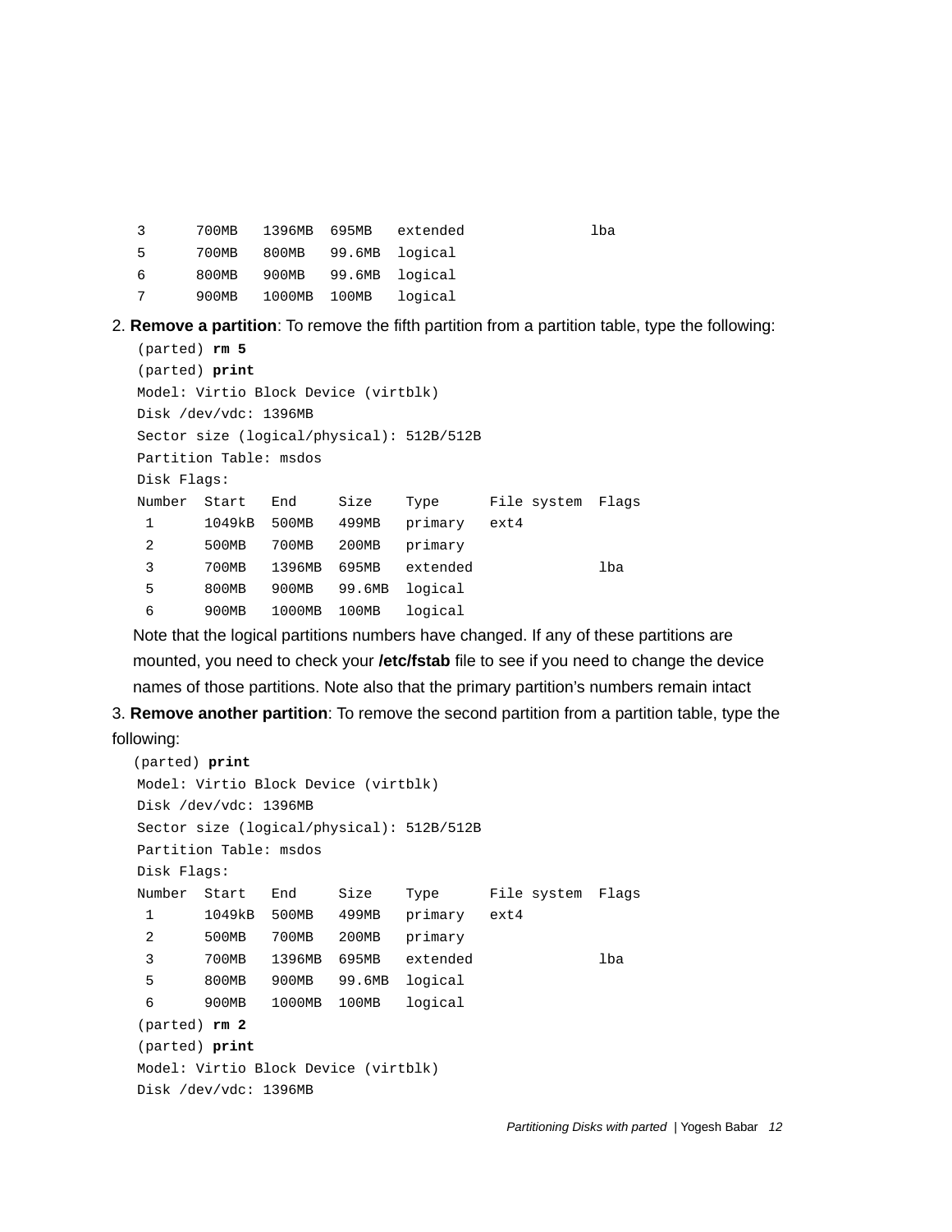```
3      700MB   1396MB  695MB   extended              lba
5      700MB   800MB   99.6MB  logical
6      800MB   900MB   99.6MB  logical
7      900MB   1000MB  100MB   logical
```

2. **Remove a partition**: To remove the fifth partition from a partition table, type the following:

```
(parted) rm 5
(parted) print
Model: Virtio Block Device (virtblk)
Disk /dev/vdc: 1396MB
Sector size (logical/physical): 512B/512B
Partition Table: msdos
Disk Flags:
Number  Start   End     Size    Type      File system  Flags
 1      1049kB  500MB   499MB   primary   ext4
 2      500MB   700MB   200MB   primary
 3      700MB   1396MB  695MB   extended               lba
 5      800MB   900MB   99.6MB  logical
 6      900MB   1000MB  100MB   logical
```

Note that the logical partitions numbers have changed. If any of these partitions are mounted, you need to check your **/etc/fstab** file to see if you need to change the device names of those partitions. Note also that the primary partition's numbers remain intact

3. **Remove another partition**: To remove the second partition from a partition table, type the following:

```
(parted) print
Model: Virtio Block Device (virtblk)
Disk /dev/vdc: 1396MB
Sector size (logical/physical): 512B/512B
Partition Table: msdos
Disk Flags:
Number  Start   End     Size    Type      File system  Flags
 1      1049kB  500MB   499MB   primary   ext4
 2      500MB   700MB   200MB   primary
 3      700MB   1396MB  695MB   extended               lba
 5      800MB   900MB   99.6MB  logical
 6      900MB   1000MB  100MB   logical
(parted) rm 2
(parted) print
Model: Virtio Block Device (virtblk)
Disk /dev/vdc: 1396MB
```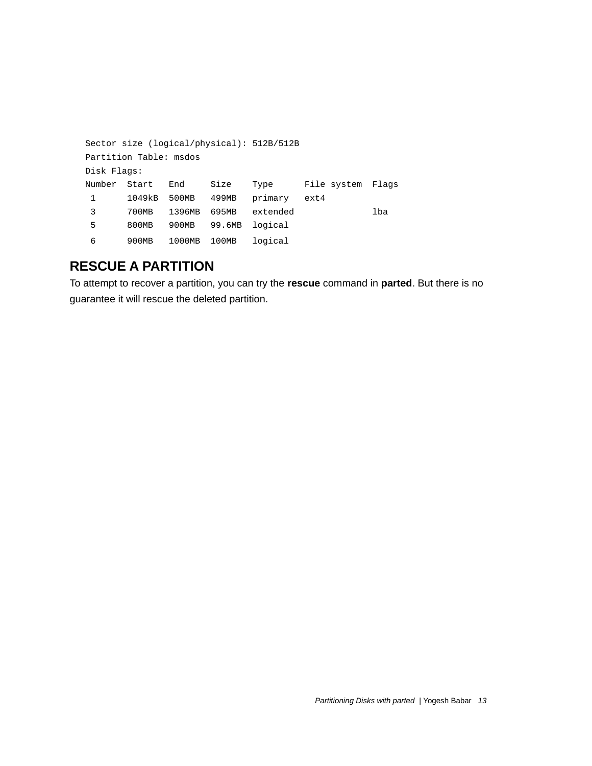```
Sector size (logical/physical): 512B/512B
Partition Table: msdos
Disk Flags:
Number  Start   End     Size    Type      File system  Flags
 1      1049kB  500MB   499MB   primary   ext4
 3      700MB   1396MB  695MB   extended               lba
 5      800MB   900MB   99.6MB  logical
 6      900MB   1000MB  100MB   logical
```

## RESCUE A PARTITION

To attempt to recover a partition, you can try the **rescue** command in **parted**. But there is no guarantee it will rescue the deleted partition.